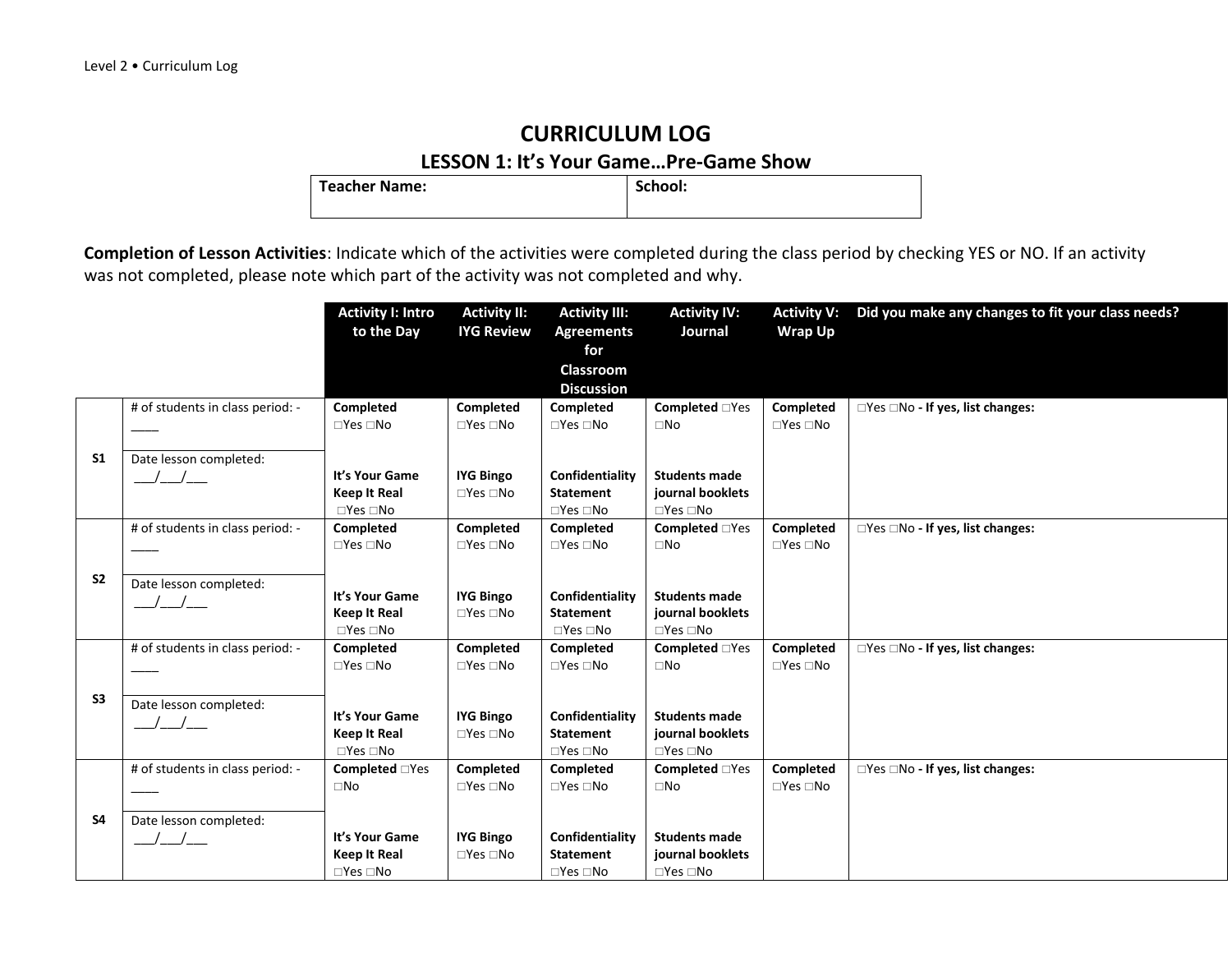# CURRICULUM LOG

## LESSON 1: It's Your Game…Pre-Game Show

| Teacher Name: | School: |
|---|---|

**Completion of Lesson Activities**: Indicate which of the activities were completed during the class period by checking YES or NO. If an activity was not completed, please note which part of the activity was not completed and why.

| | | Activity I: Intro to the Day | Activity II: IYG Review | Activity III: Agreements for Classroom Discussion | Activity IV: Journal | Activity V: Wrap Up | Did you make any changes to fit your class needs? |
|---|---|---|---|---|---|---|---|
| **S1** | # of students in class period: - ____ <br> Date lesson completed: ___/___/___ | **Completed** □Yes □No <br> **It's Your Game Keep It Real** □Yes □No | **Completed** □Yes □No <br> **IYG Bingo** □Yes □No | **Completed** □Yes □No <br> **Confidentiality Statement** □Yes □No | **Completed** □Yes □No <br> **Students made journal booklets** □Yes □No | **Completed** □Yes □No | □Yes □No **- If yes, list changes:** |
| **S2** | # of students in class period: - ____ <br> Date lesson completed: ___/___/___ | **Completed** □Yes □No <br> **It's Your Game Keep It Real** □Yes □No | **Completed** □Yes □No <br> **IYG Bingo** □Yes □No | **Completed** □Yes □No <br> **Confidentiality Statement** □Yes □No | **Completed** □Yes □No <br> **Students made journal booklets** □Yes □No | **Completed** □Yes □No | □Yes □No **- If yes, list changes:** |
| **S3** | # of students in class period: - ____ <br> Date lesson completed: ___/___/___ | **Completed** □Yes □No <br> **It's Your Game Keep It Real** □Yes □No | **Completed** □Yes □No <br> **IYG Bingo** □Yes □No | **Completed** □Yes □No <br> **Confidentiality Statement** □Yes □No | **Completed** □Yes □No <br> **Students made journal booklets** □Yes □No | **Completed** □Yes □No | □Yes □No **- If yes, list changes:** |
| **S4** | # of students in class period: - ____ <br> Date lesson completed: ___/___/___ | **Completed** □Yes □No <br> **It's Your Game Keep It Real** □Yes □No | **Completed** □Yes □No <br> **IYG Bingo** □Yes □No | **Completed** □Yes □No <br> **Confidentiality Statement** □Yes □No | **Completed** □Yes □No <br> **Students made journal booklets** □Yes □No | **Completed** □Yes □No | □Yes □No **- If yes, list changes:** |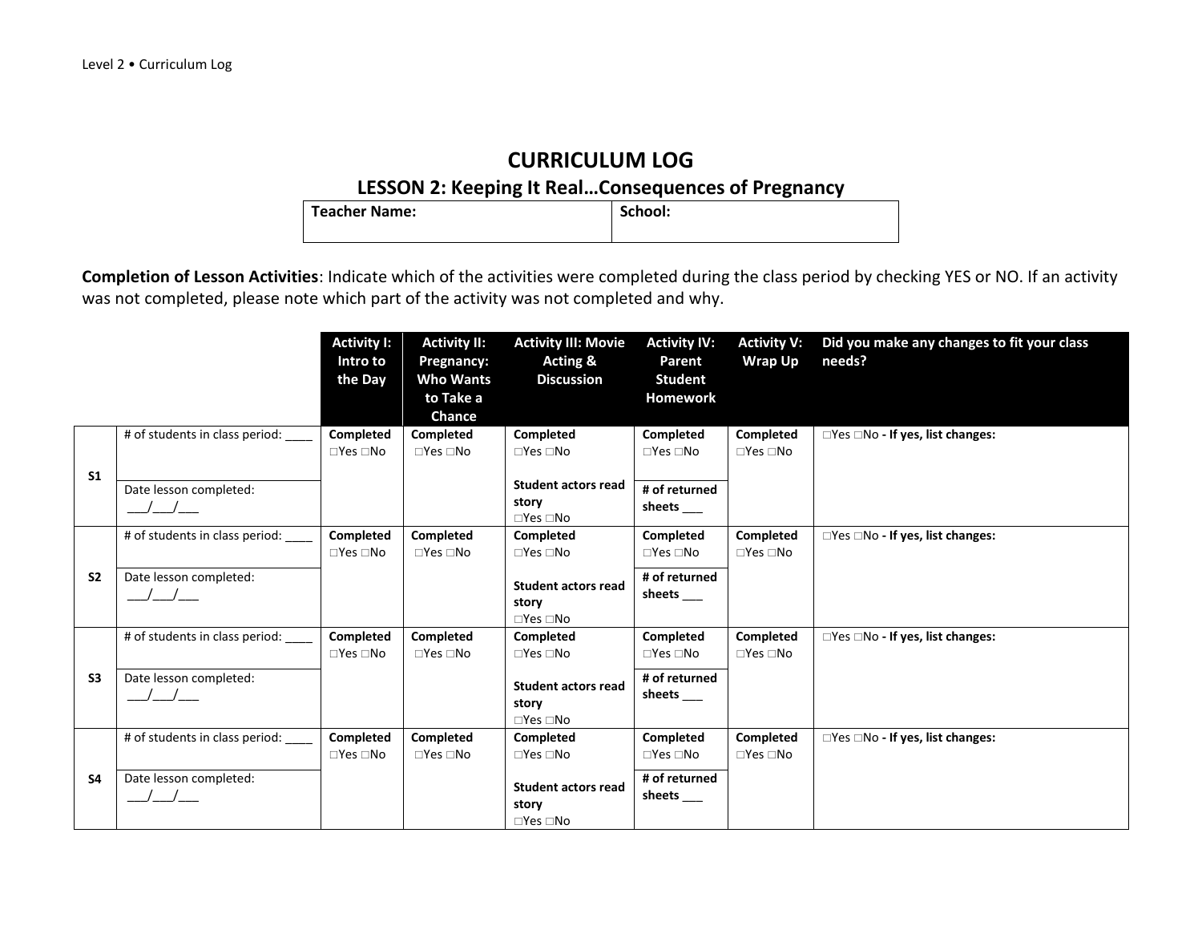# CURRICULUM LOG

## LESSON 2: Keeping It Real…Consequences of Pregnancy

| Teacher Name: | School: |
|---|---|
| | |

**Completion of Lesson Activities**: Indicate which of the activities were completed during the class period by checking YES or NO. If an activity was not completed, please note which part of the activity was not completed and why.

| | | Activity I: Intro to the Day | Activity II: Pregnancy: Who Wants to Take a Chance | Activity III: Movie Acting & Discussion | Activity IV: Parent Student Homework | Activity V: Wrap Up | Did you make any changes to fit your class needs? |
|---|---|---|---|---|---|---|---|
| **S1** | # of students in class period: ____ | **Completed** □Yes □No | **Completed** □Yes □No | **Completed** □Yes □No | **Completed** □Yes □No | **Completed** □Yes □No | □Yes □No **- If yes, list changes:** |
| | Date lesson completed: ___/___/___ | | | **Student actors read story** □Yes □No | **# of returned sheets** ___ | | |
| **S2** | # of students in class period: ____ | **Completed** □Yes □No | **Completed** □Yes □No | **Completed** □Yes □No | **Completed** □Yes □No | **Completed** □Yes □No | □Yes □No **- If yes, list changes:** |
| | Date lesson completed: ___/___/___ | | | **Student actors read story** □Yes □No | **# of returned sheets** ___ | | |
| **S3** | # of students in class period: ____ | **Completed** □Yes □No | **Completed** □Yes □No | **Completed** □Yes □No | **Completed** □Yes □No | **Completed** □Yes □No | □Yes □No **- If yes, list changes:** |
| | Date lesson completed: ___/___/___ | | | **Student actors read story** □Yes □No | **# of returned sheets** ___ | | |
| **S4** | # of students in class period: ____ | **Completed** □Yes □No | **Completed** □Yes □No | **Completed** □Yes □No | **Completed** □Yes □No | **Completed** □Yes □No | □Yes □No **- If yes, list changes:** |
| | Date lesson completed: ___/___/___ | | | **Student actors read story** □Yes □No | **# of returned sheets** ___ | | |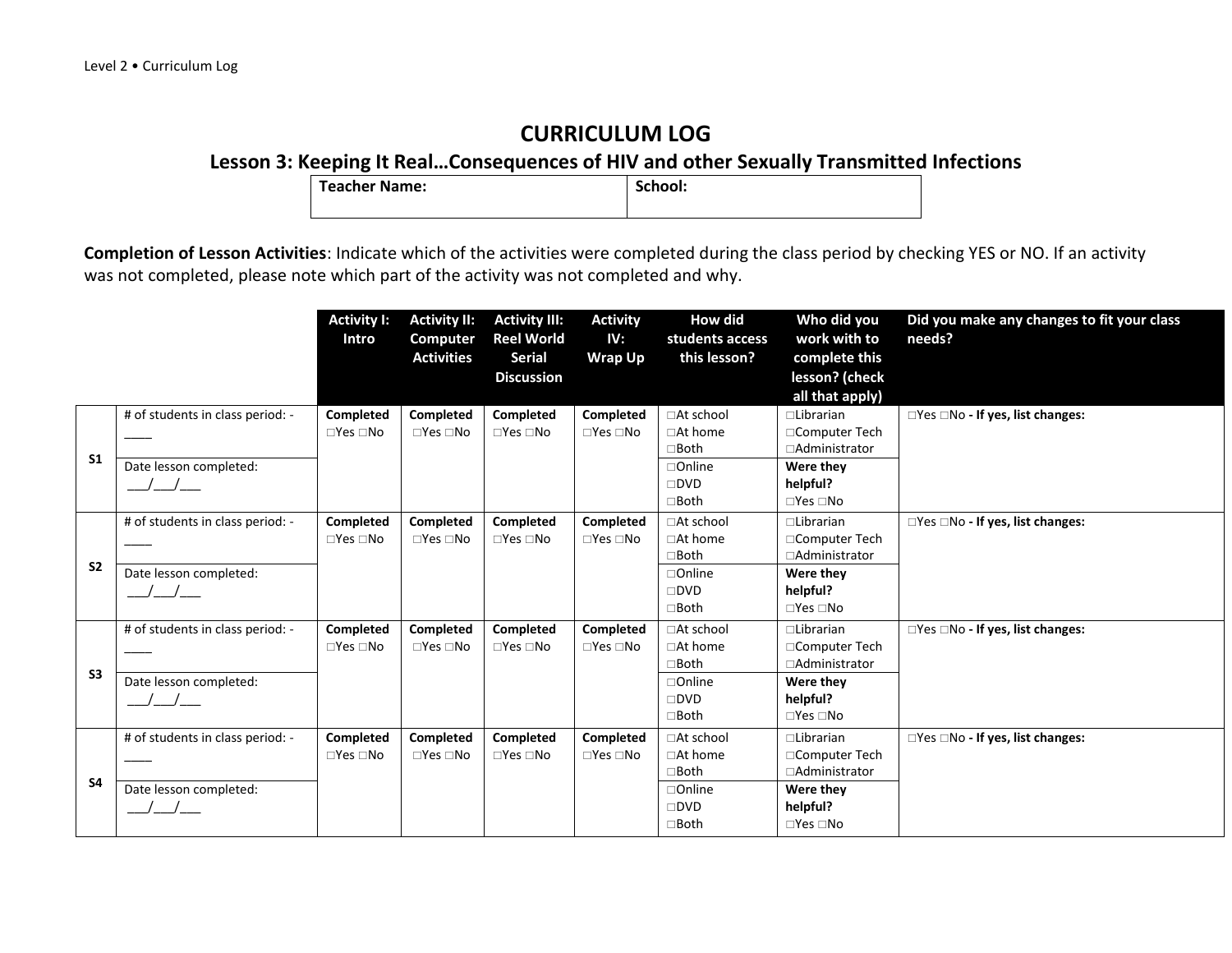# CURRICULUM LOG

## Lesson 3: Keeping It Real…Consequences of HIV and other Sexually Transmitted Infections

| Teacher Name: | School: |
|---|---|
| | |

**Completion of Lesson Activities**: Indicate which of the activities were completed during the class period by checking YES or NO. If an activity was not completed, please note which part of the activity was not completed and why.

| | | Activity I: Intro | Activity II: Computer Activities | Activity III: Reel World Serial Discussion | Activity IV: Wrap Up | How did students access this lesson? | Who did you work with to complete this lesson? (check all that apply) | Did you make any changes to fit your class needs? |
|---|---|---|---|---|---|---|---|---|
| S1 | # of students in class period: - ____ | Completed □Yes □No | Completed □Yes □No | Completed □Yes □No | Completed □Yes □No | □At school □At home □Both | □Librarian □Computer Tech □Administrator | □Yes □No **- If yes, list changes:** |
| | Date lesson completed: ___/___/___ | | | | | □Online □DVD □Both | **Were they helpful?** □Yes □No | |
| S2 | # of students in class period: - ____ | Completed □Yes □No | Completed □Yes □No | Completed □Yes □No | Completed □Yes □No | □At school □At home □Both | □Librarian □Computer Tech □Administrator | □Yes □No **- If yes, list changes:** |
| | Date lesson completed: ___/___/___ | | | | | □Online □DVD □Both | **Were they helpful?** □Yes □No | |
| S3 | # of students in class period: - ____ | Completed □Yes □No | Completed □Yes □No | Completed □Yes □No | Completed □Yes □No | □At school □At home □Both | □Librarian □Computer Tech □Administrator | □Yes □No **- If yes, list changes:** |
| | Date lesson completed: ___/___/___ | | | | | □Online □DVD □Both | **Were they helpful?** □Yes □No | |
| S4 | # of students in class period: - ____ | Completed □Yes □No | Completed □Yes □No | Completed □Yes □No | Completed □Yes □No | □At school □At home □Both | □Librarian □Computer Tech □Administrator | □Yes □No **- If yes, list changes:** |
| | Date lesson completed: ___/___/___ | | | | | □Online □DVD □Both | **Were they helpful?** □Yes □No | |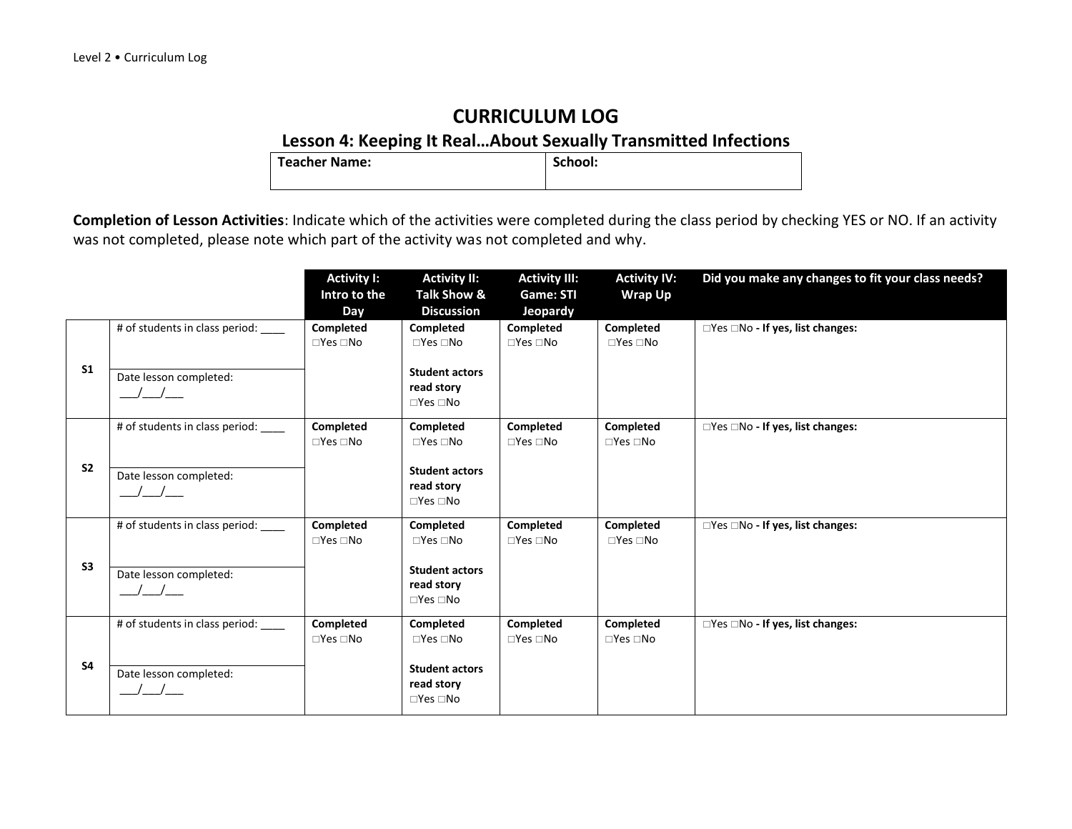# CURRICULUM LOG

## Lesson 4: Keeping It Real…About Sexually Transmitted Infections

| Teacher Name: | School: |
|---|---|

**Completion of Lesson Activities**: Indicate which of the activities were completed during the class period by checking YES or NO. If an activity was not completed, please note which part of the activity was not completed and why.

| | | Activity I: Intro to the Day | Activity II: Talk Show & Discussion | Activity III: Game: STI Jeopardy | Activity IV: Wrap Up | Did you make any changes to fit your class needs? |
|---|---|---|---|---|---|---|
| S1 | # of students in class period: ____<br>Date lesson completed: ___/___/___ | **Completed** □Yes □No | **Completed** □Yes □No<br>**Student actors read story** □Yes □No | **Completed** □Yes □No | **Completed** □Yes □No | □Yes □No **- If yes, list changes:** |
| S2 | # of students in class period: ____<br>Date lesson completed: ___/___/___ | **Completed** □Yes □No | **Completed** □Yes □No<br>**Student actors read story** □Yes □No | **Completed** □Yes □No | **Completed** □Yes □No | □Yes □No **- If yes, list changes:** |
| S3 | # of students in class period: ____<br>Date lesson completed: ___/___/___ | **Completed** □Yes □No | **Completed** □Yes □No<br>**Student actors read story** □Yes □No | **Completed** □Yes □No | **Completed** □Yes □No | □Yes □No **- If yes, list changes:** |
| S4 | # of students in class period: ____<br>Date lesson completed: ___/___/___ | **Completed** □Yes □No | **Completed** □Yes □No<br>**Student actors read story** □Yes □No | **Completed** □Yes □No | **Completed** □Yes □No | □Yes □No **- If yes, list changes:** |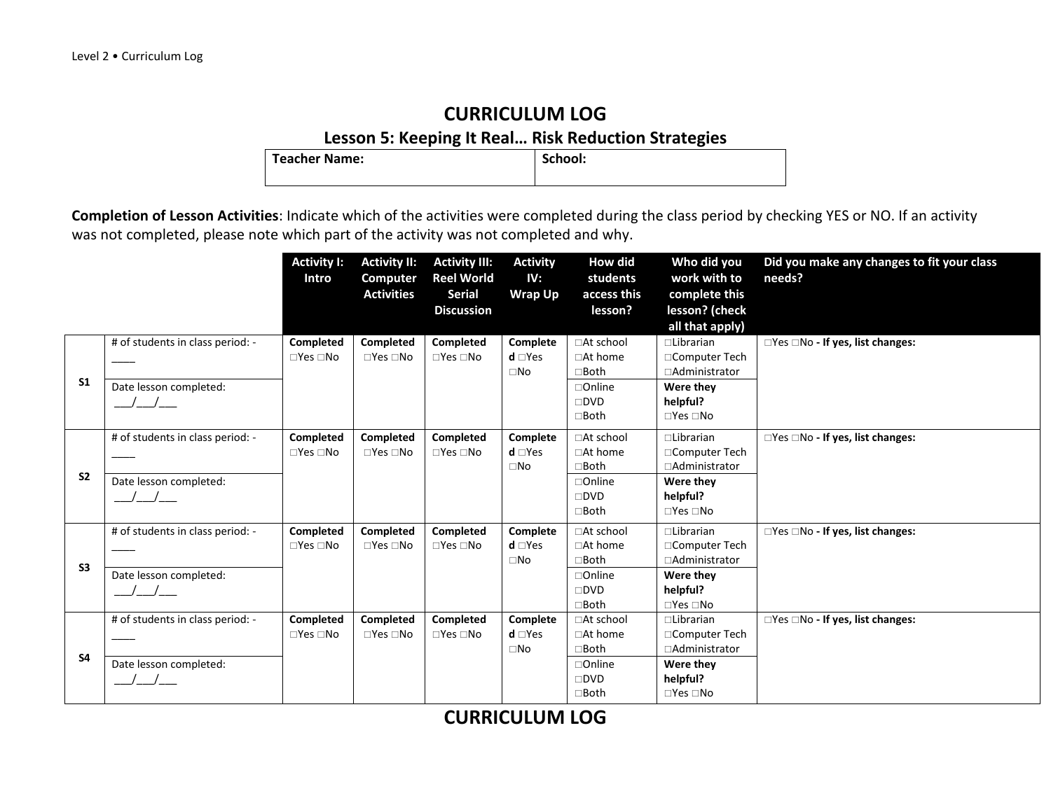# CURRICULUM LOG

## Lesson 5: Keeping It Real… Risk Reduction Strategies

| **Teacher Name:** | **School:** |
|---|---|

**Completion of Lesson Activities**: Indicate which of the activities were completed during the class period by checking YES or NO. If an activity was not completed, please note which part of the activity was not completed and why.

| | | **Activity I: Intro** | **Activity II: Computer Activities** | **Activity III: Reel World Serial Discussion** | **Activity IV: Wrap Up** | **How did students access this lesson?** | **Who did you work with to complete this lesson? (check all that apply)** | **Did you make any changes to fit your class needs?** |
|---|---|---|---|---|---|---|---|---|
| **S1** | # of students in class period: - ____ | **Completed** □Yes □No | **Completed** □Yes □No | **Completed** □Yes □No | **Completed** □Yes □No | □At school □At home □Both | □Librarian □Computer Tech □Administrator | □Yes □No **- If yes, list changes:** |
| | Date lesson completed: ___/___/___ | | | | | □Online □DVD □Both | **Were they helpful?** □Yes □No | |
| **S2** | # of students in class period: - ____ | **Completed** □Yes □No | **Completed** □Yes □No | **Completed** □Yes □No | **Completed** □Yes □No | □At school □At home □Both | □Librarian □Computer Tech □Administrator | □Yes □No **- If yes, list changes:** |
| | Date lesson completed: ___/___/___ | | | | | □Online □DVD □Both | **Were they helpful?** □Yes □No | |
| **S3** | # of students in class period: - ____ | **Completed** □Yes □No | **Completed** □Yes □No | **Completed** □Yes □No | **Completed** □Yes □No | □At school □At home □Both | □Librarian □Computer Tech □Administrator | □Yes □No **- If yes, list changes:** |
| | Date lesson completed: ___/___/___ | | | | | □Online □DVD □Both | **Were they helpful?** □Yes □No | |
| **S4** | # of students in class period: - ____ | **Completed** □Yes □No | **Completed** □Yes □No | **Completed** □Yes □No | **Completed** □Yes □No | □At school □At home □Both | □Librarian □Computer Tech □Administrator | □Yes □No **- If yes, list changes:** |
| | Date lesson completed: ___/___/___ | | | | | □Online □DVD □Both | **Were they helpful?** □Yes □No | |

# CURRICULUM LOG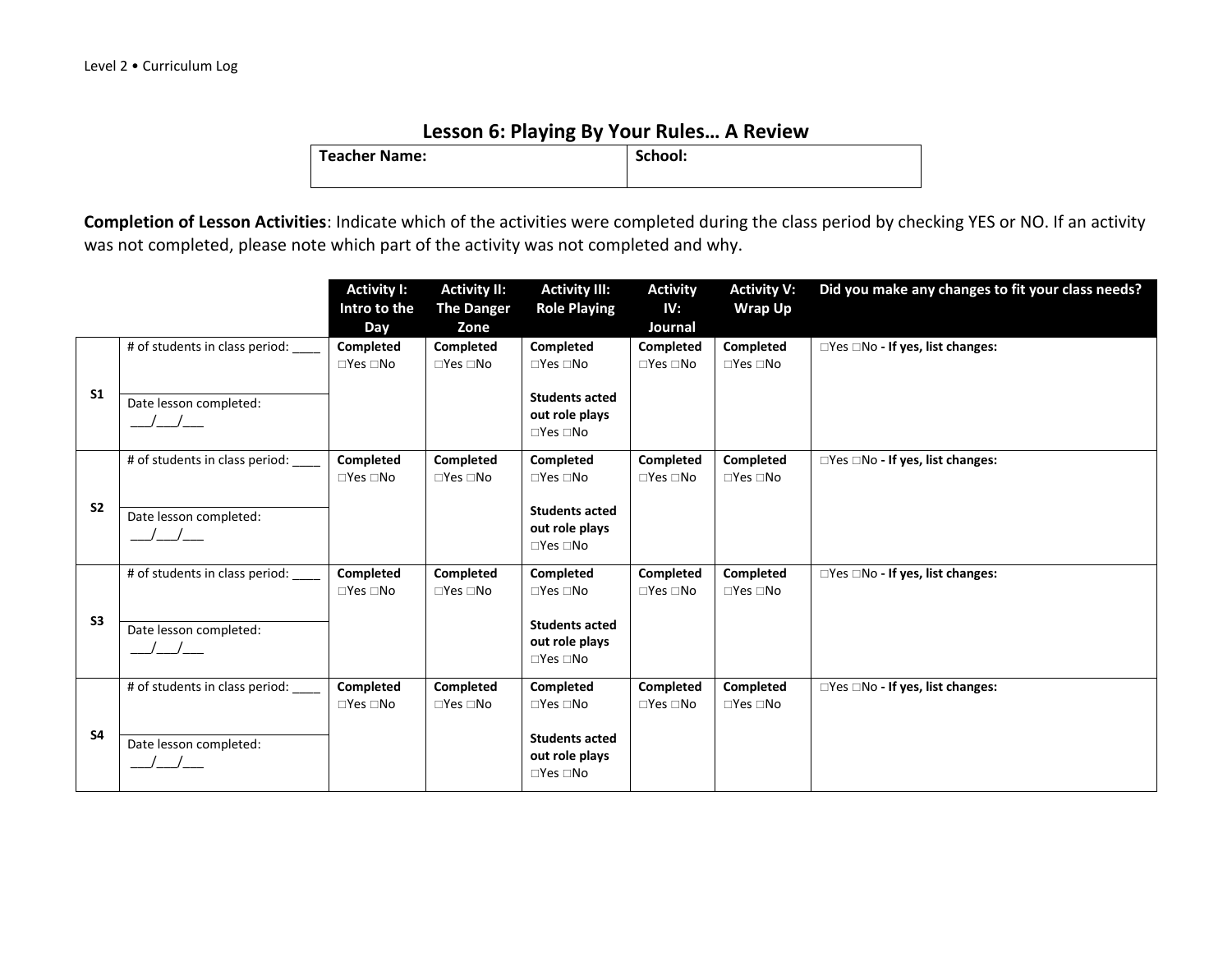## Lesson 6: Playing By Your Rules… A Review

| Teacher Name: | School: |
|---|---|

**Completion of Lesson Activities**: Indicate which of the activities were completed during the class period by checking YES or NO. If an activity was not completed, please note which part of the activity was not completed and why.

| | | Activity I: Intro to the Day | Activity II: The Danger Zone | Activity III: Role Playing | Activity IV: Journal | Activity V: Wrap Up | Did you make any changes to fit your class needs? |
|---|---|---|---|---|---|---|---|
| S1 | # of students in class period: ____<br>Date lesson completed: ___/___/___ | **Completed** □Yes □No | **Completed** □Yes □No | **Completed** □Yes □No<br>**Students acted out role plays** □Yes □No | **Completed** □Yes □No | **Completed** □Yes □No | □Yes □No **- If yes, list changes:** |
| S2 | # of students in class period: ____<br>Date lesson completed: ___/___/___ | **Completed** □Yes □No | **Completed** □Yes □No | **Completed** □Yes □No<br>**Students acted out role plays** □Yes □No | **Completed** □Yes □No | **Completed** □Yes □No | □Yes □No **- If yes, list changes:** |
| S3 | # of students in class period: ____<br>Date lesson completed: ___/___/___ | **Completed** □Yes □No | **Completed** □Yes □No | **Completed** □Yes □No<br>**Students acted out role plays** □Yes □No | **Completed** □Yes □No | **Completed** □Yes □No | □Yes □No **- If yes, list changes:** |
| S4 | # of students in class period: ____<br>Date lesson completed: ___/___/___ | **Completed** □Yes □No | **Completed** □Yes □No | **Completed** □Yes □No<br>**Students acted out role plays** □Yes □No | **Completed** □Yes □No | **Completed** □Yes □No | □Yes □No **- If yes, list changes:** |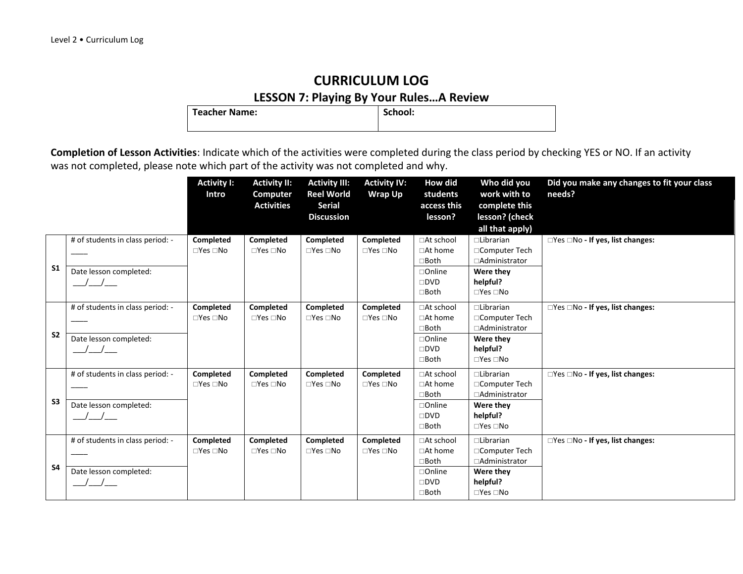# CURRICULUM LOG

## LESSON 7: Playing By Your Rules…A Review

| Teacher Name: | School: |
|---|---|

**Completion of Lesson Activities**: Indicate which of the activities were completed during the class period by checking YES or NO. If an activity was not completed, please note which part of the activity was not completed and why.

| | | Activity I: Intro | Activity II: Computer Activities | Activity III: Reel World Serial Discussion | Activity IV: Wrap Up | How did students access this lesson? | Who did you work with to complete this lesson? (check all that apply) | Did you make any changes to fit your class needs? |
|---|---|---|---|---|---|---|---|---|
| S1 | # of students in class period: - ____ | **Completed** □Yes □No | **Completed** □Yes □No | **Completed** □Yes □No | **Completed** □Yes □No | □At school □At home □Both | □Librarian □Computer Tech □Administrator | □Yes □No **- If yes, list changes:** |
| | Date lesson completed: ___/___/___ | | | | | □Online □DVD □Both | **Were they helpful?** □Yes □No | |
| S2 | # of students in class period: - ____ | **Completed** □Yes □No | **Completed** □Yes □No | **Completed** □Yes □No | **Completed** □Yes □No | □At school □At home □Both | □Librarian □Computer Tech □Administrator | □Yes □No **- If yes, list changes:** |
| | Date lesson completed: ___/___/___ | | | | | □Online □DVD □Both | **Were they helpful?** □Yes □No | |
| S3 | # of students in class period: - ____ | **Completed** □Yes □No | **Completed** □Yes □No | **Completed** □Yes □No | **Completed** □Yes □No | □At school □At home □Both | □Librarian □Computer Tech □Administrator | □Yes □No **- If yes, list changes:** |
| | Date lesson completed: ___/___/___ | | | | | □Online □DVD □Both | **Were they helpful?** □Yes □No | |
| S4 | # of students in class period: - ____ | **Completed** □Yes □No | **Completed** □Yes □No | **Completed** □Yes □No | **Completed** □Yes □No | □At school □At home □Both | □Librarian □Computer Tech □Administrator | □Yes □No **- If yes, list changes:** |
| | Date lesson completed: ___/___/___ | | | | | □Online □DVD □Both | **Were they helpful?** □Yes □No | |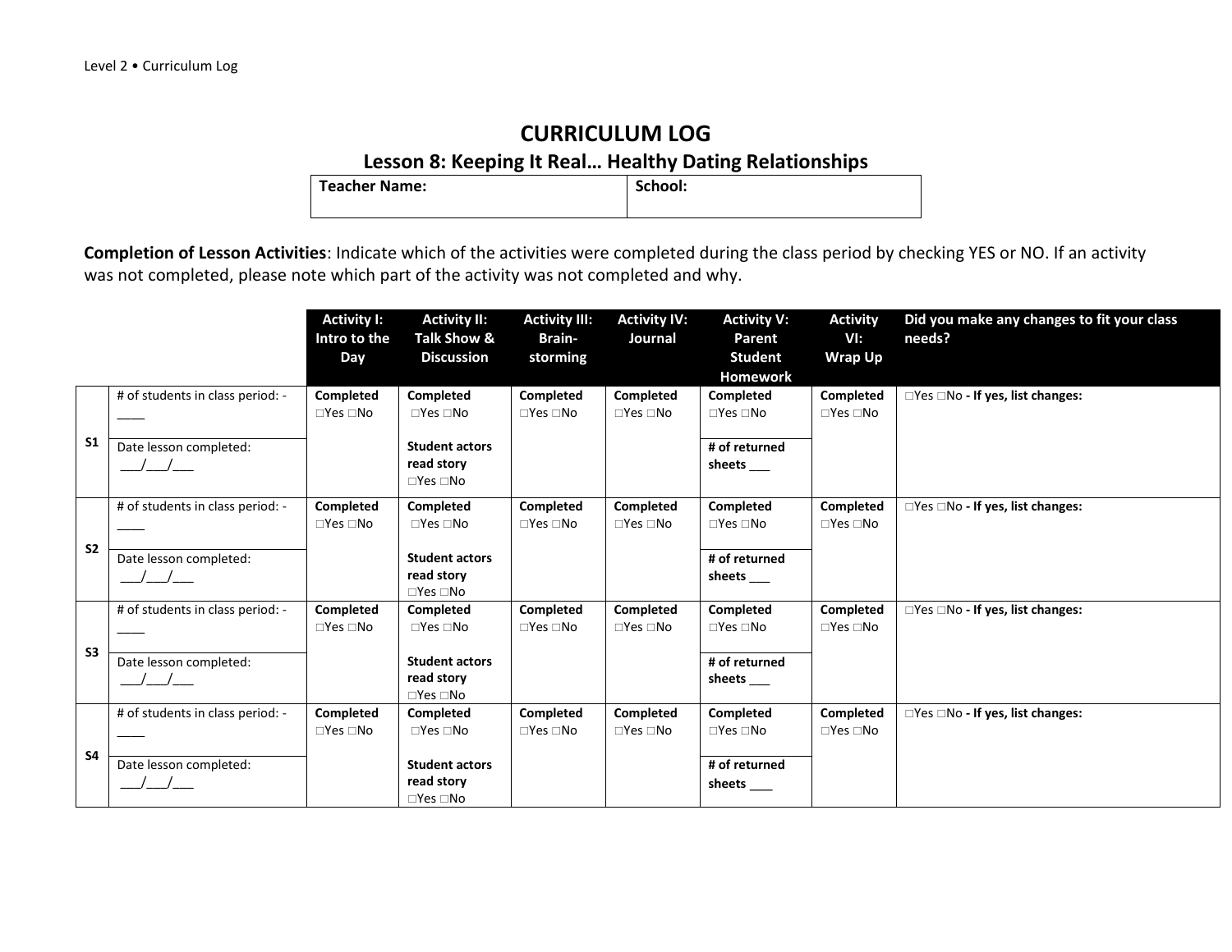# CURRICULUM LOG

## Lesson 8: Keeping It Real… Healthy Dating Relationships

| Teacher Name: | School: |
|---|---|

**Completion of Lesson Activities**: Indicate which of the activities were completed during the class period by checking YES or NO. If an activity was not completed, please note which part of the activity was not completed and why.

| | | Activity I: Intro to the Day | Activity II: Talk Show & Discussion | Activity III: Brain-storming | Activity IV: Journal | Activity V: Parent Student Homework | Activity VI: Wrap Up | Did you make any changes to fit your class needs? |
|---|---|---|---|---|---|---|---|---|
| S1 | # of students in class period: - ____ | Completed □Yes □No | Completed □Yes □No | Completed □Yes □No | Completed □Yes □No | Completed □Yes □No | Completed □Yes □No | □Yes □No - **If yes, list changes:** |
| | Date lesson completed: ___/___/___ | | **Student actors read story** □Yes □No | | | **# of returned sheets** ___ | | |
| S2 | # of students in class period: - ____ | Completed □Yes □No | Completed □Yes □No | Completed □Yes □No | Completed □Yes □No | Completed □Yes □No | Completed □Yes □No | □Yes □No - **If yes, list changes:** |
| | Date lesson completed: ___/___/___ | | **Student actors read story** □Yes □No | | | **# of returned sheets** ___ | | |
| S3 | # of students in class period: - ____ | Completed □Yes □No | Completed □Yes □No | Completed □Yes □No | Completed □Yes □No | Completed □Yes □No | Completed □Yes □No | □Yes □No - **If yes, list changes:** |
| | Date lesson completed: ___/___/___ | | **Student actors read story** □Yes □No | | | **# of returned sheets** ___ | | |
| S4 | # of students in class period: - ____ | Completed □Yes □No | Completed □Yes □No | Completed □Yes □No | Completed □Yes □No | Completed □Yes □No | Completed □Yes □No | □Yes □No - **If yes, list changes:** |
| | Date lesson completed: ___/___/___ | | **Student actors read story** □Yes □No | | | **# of returned sheets** ___ | | |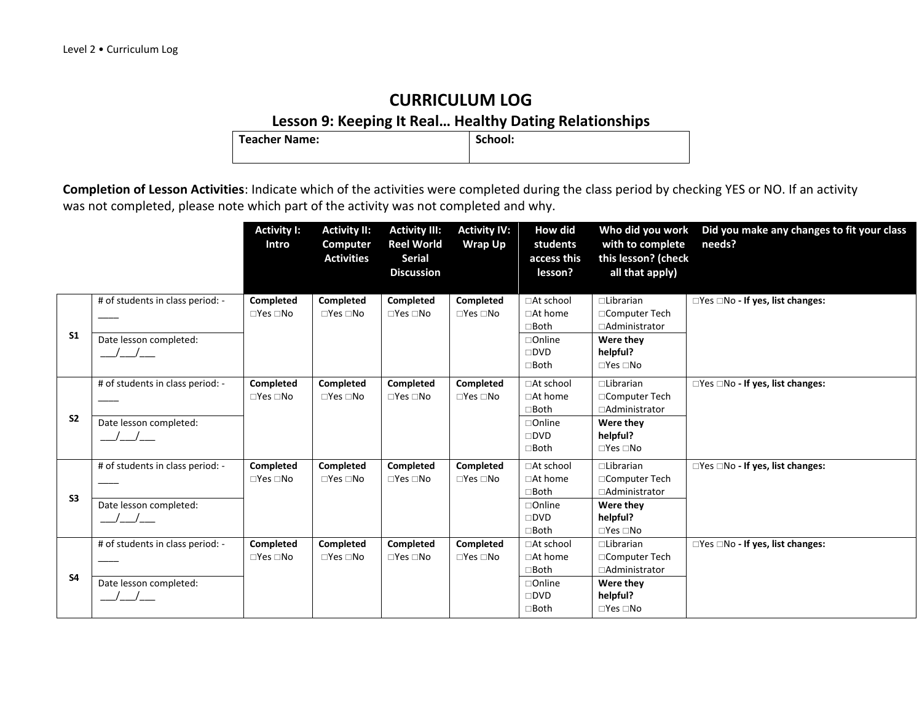# CURRICULUM LOG

## Lesson 9: Keeping It Real… Healthy Dating Relationships

| Teacher Name: | School: |
|---|---|

**Completion of Lesson Activities**: Indicate which of the activities were completed during the class period by checking YES or NO. If an activity was not completed, please note which part of the activity was not completed and why.

| | | Activity I: Intro | Activity II: Computer Activities | Activity III: Reel World Serial Discussion | Activity IV: Wrap Up | How did students access this lesson? | Who did you work with to complete this lesson? (check all that apply) | Did you make any changes to fit your class needs? |
|---|---|---|---|---|---|---|---|---|
| **S1** | # of students in class period: - ____ | **Completed** ☐Yes ☐No | **Completed** ☐Yes ☐No | **Completed** ☐Yes ☐No | **Completed** ☐Yes ☐No | ☐At school ☐At home ☐Both | ☐Librarian ☐Computer Tech ☐Administrator | ☐Yes ☐No **- If yes, list changes:** |
| | Date lesson completed: ___/___/___ | | | | | ☐Online ☐DVD ☐Both | **Were they helpful?** ☐Yes ☐No | |
| **S2** | # of students in class period: - ____ | **Completed** ☐Yes ☐No | **Completed** ☐Yes ☐No | **Completed** ☐Yes ☐No | **Completed** ☐Yes ☐No | ☐At school ☐At home ☐Both | ☐Librarian ☐Computer Tech ☐Administrator | ☐Yes ☐No **- If yes, list changes:** |
| | Date lesson completed: ___/___/___ | | | | | ☐Online ☐DVD ☐Both | **Were they helpful?** ☐Yes ☐No | |
| **S3** | # of students in class period: - ____ | **Completed** ☐Yes ☐No | **Completed** ☐Yes ☐No | **Completed** ☐Yes ☐No | **Completed** ☐Yes ☐No | ☐At school ☐At home ☐Both | ☐Librarian ☐Computer Tech ☐Administrator | ☐Yes ☐No **- If yes, list changes:** |
| | Date lesson completed: ___/___/___ | | | | | ☐Online ☐DVD ☐Both | **Were they helpful?** ☐Yes ☐No | |
| **S4** | # of students in class period: - ____ | **Completed** ☐Yes ☐No | **Completed** ☐Yes ☐No | **Completed** ☐Yes ☐No | **Completed** ☐Yes ☐No | ☐At school ☐At home ☐Both | ☐Librarian ☐Computer Tech ☐Administrator | ☐Yes ☐No **- If yes, list changes:** |
| | Date lesson completed: ___/___/___ | | | | | ☐Online ☐DVD ☐Both | **Were they helpful?** ☐Yes ☐No | |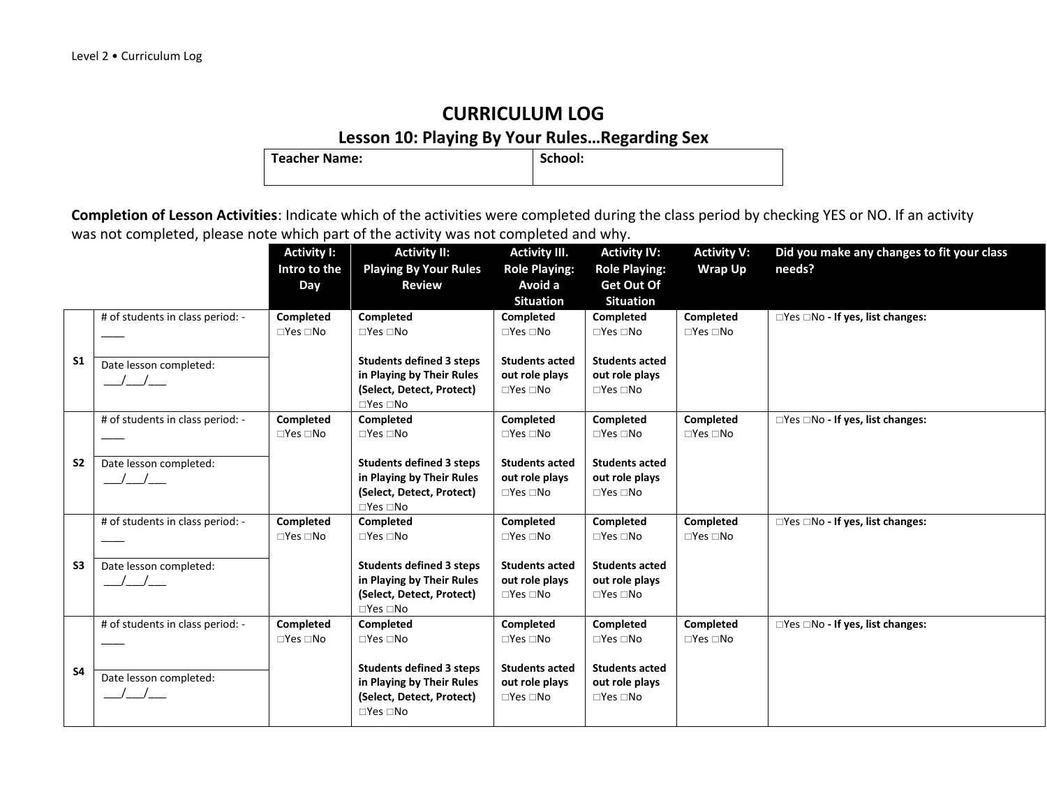# CURRICULUM LOG

## Lesson 10: Playing By Your Rules…Regarding Sex

| Teacher Name: | School: |
|---|---|

**Completion of Lesson Activities**: Indicate which of the activities were completed during the class period by checking YES or NO. If an activity was not completed, please note which part of the activity was not completed and why.

| | | Activity I: Intro to the Day | Activity II: Playing By Your Rules Review | Activity III. Role Playing: Avoid a Situation | Activity IV: Role Playing: Get Out Of Situation | Activity V: Wrap Up | Did you make any changes to fit your class needs? |
|---|---|---|---|---|---|---|---|
| S1 | # of students in class period: - ____<br><br>Date lesson completed: ___/___/___ | **Completed** □Yes □No | **Completed** □Yes □No<br><br>**Students defined 3 steps in Playing by Their Rules (Select, Detect, Protect)** □Yes □No | **Completed** □Yes □No<br><br>**Students acted out role plays** □Yes □No | **Completed** □Yes □No<br><br>**Students acted out role plays** □Yes □No | **Completed** □Yes □No | □Yes □No **- If yes, list changes:** |
| S2 | # of students in class period: - ____<br><br>Date lesson completed: ___/___/___ | **Completed** □Yes □No | **Completed** □Yes □No<br><br>**Students defined 3 steps in Playing by Their Rules (Select, Detect, Protect)** □Yes □No | **Completed** □Yes □No<br><br>**Students acted out role plays** □Yes □No | **Completed** □Yes □No<br><br>**Students acted out role plays** □Yes □No | **Completed** □Yes □No | □Yes □No **- If yes, list changes:** |
| S3 | # of students in class period: - ____<br><br>Date lesson completed: ___/___/___ | **Completed** □Yes □No | **Completed** □Yes □No<br><br>**Students defined 3 steps in Playing by Their Rules (Select, Detect, Protect)** □Yes □No | **Completed** □Yes □No<br><br>**Students acted out role plays** □Yes □No | **Completed** □Yes □No<br><br>**Students acted out role plays** □Yes □No | **Completed** □Yes □No | □Yes □No **- If yes, list changes:** |
| S4 | # of students in class period: - ____<br><br>Date lesson completed: ___/___/___ | **Completed** □Yes □No | **Completed** □Yes □No<br><br>**Students defined 3 steps in Playing by Their Rules (Select, Detect, Protect)** □Yes □No | **Completed** □Yes □No<br><br>**Students acted out role plays** □Yes □No | **Completed** □Yes □No<br><br>**Students acted out role plays** □Yes □No | **Completed** □Yes □No | □Yes □No **- If yes, list changes:** |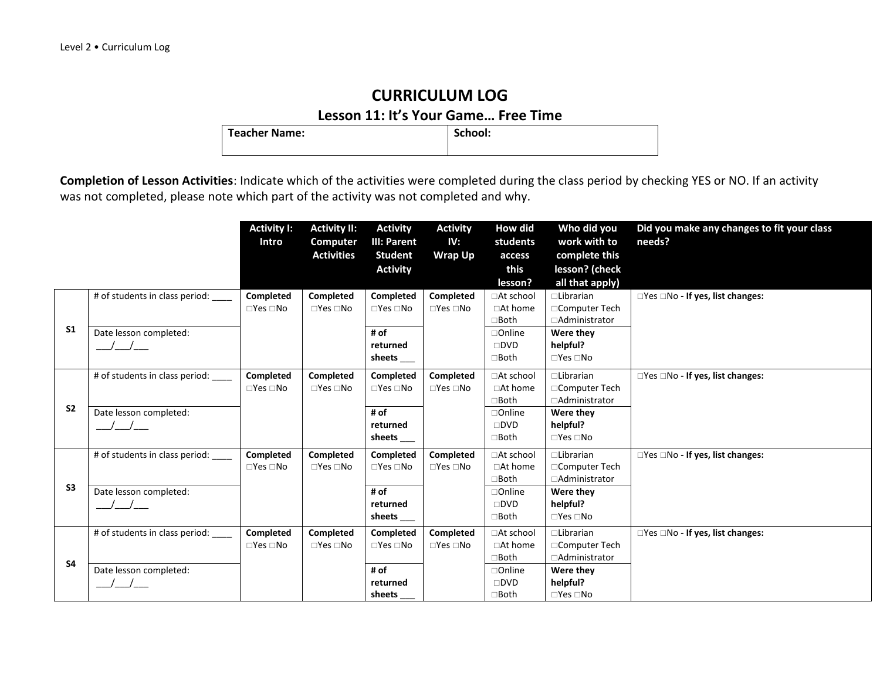# CURRICULUM LOG

## Lesson 11: It's Your Game… Free Time

| Teacher Name: | School: |
|---|---|

**Completion of Lesson Activities**: Indicate which of the activities were completed during the class period by checking YES or NO. If an activity was not completed, please note which part of the activity was not completed and why.

| | | Activity I: Intro | Activity II: Computer Activities | Activity III: Parent Student Activity | Activity IV: Wrap Up | How did students access this lesson? | Who did you work with to complete this lesson? (check all that apply) | Did you make any changes to fit your class needs? |
|---|---|---|---|---|---|---|---|---|
| **S1** | # of students in class period: ____ | **Completed** □Yes □No | **Completed** □Yes □No | **Completed** □Yes □No | **Completed** □Yes □No | □At school □At home □Both | □Librarian □Computer Tech □Administrator | □Yes □No **- If yes, list changes:** |
| | Date lesson completed: ___/___/___ | | | **# of returned sheets** ___ | | □Online □DVD □Both | **Were they helpful?** □Yes □No | |
| **S2** | # of students in class period: ____ | **Completed** □Yes □No | **Completed** □Yes □No | **Completed** □Yes □No | **Completed** □Yes □No | □At school □At home □Both | □Librarian □Computer Tech □Administrator | □Yes □No **- If yes, list changes:** |
| | Date lesson completed: ___/___/___ | | | **# of returned sheets** ___ | | □Online □DVD □Both | **Were they helpful?** □Yes □No | |
| **S3** | # of students in class period: ____ | **Completed** □Yes □No | **Completed** □Yes □No | **Completed** □Yes □No | **Completed** □Yes □No | □At school □At home □Both | □Librarian □Computer Tech □Administrator | □Yes □No **- If yes, list changes:** |
| | Date lesson completed: ___/___/___ | | | **# of returned sheets** ___ | | □Online □DVD □Both | **Were they helpful?** □Yes □No | |
| **S4** | # of students in class period: ____ | **Completed** □Yes □No | **Completed** □Yes □No | **Completed** □Yes □No | **Completed** □Yes □No | □At school □At home □Both | □Librarian □Computer Tech □Administrator | □Yes □No **- If yes, list changes:** |
| | Date lesson completed: ___/___/___ | | | **# of returned sheets** ___ | | □Online □DVD □Both | **Were they helpful?** □Yes □No | |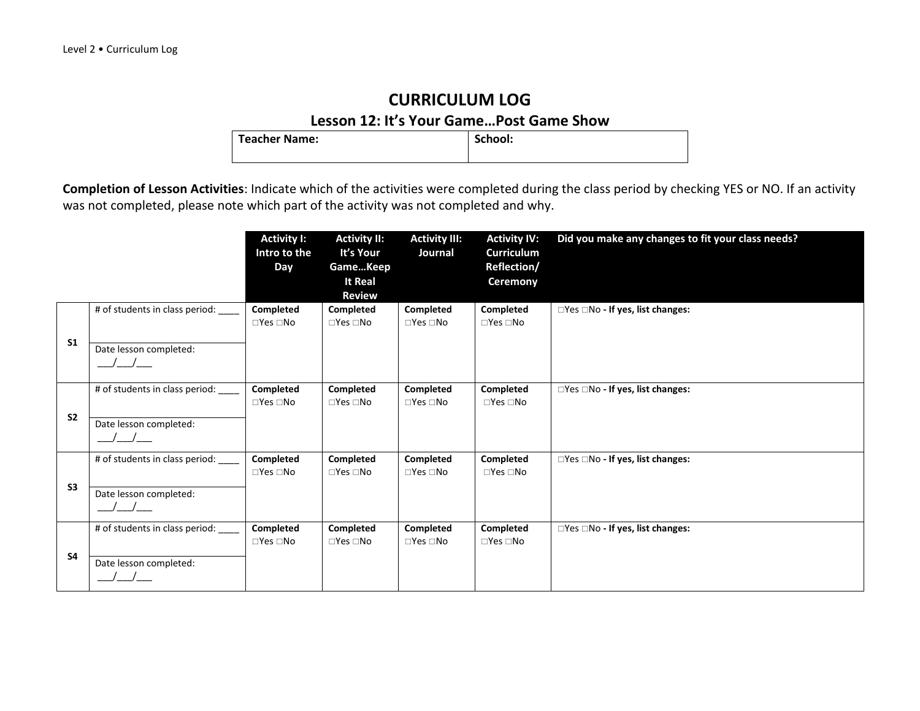# CURRICULUM LOG

## Lesson 12: It's Your Game…Post Game Show

| Teacher Name: | School: |
|---|---|

**Completion of Lesson Activities**: Indicate which of the activities were completed during the class period by checking YES or NO. If an activity was not completed, please note which part of the activity was not completed and why.

| | | Activity I: Intro to the Day | Activity II: It's Your Game…Keep It Real Review | Activity III: Journal | Activity IV: Curriculum Reflection/ Ceremony | Did you make any changes to fit your class needs? |
|---|---|---|---|---|---|---|
| S1 | # of students in class period: ____<br>Date lesson completed: ___/___/___ | **Completed**<br>□Yes □No | **Completed**<br>□Yes □No | **Completed**<br>□Yes □No | **Completed**<br>□Yes □No | □Yes □No **- If yes, list changes:** |
| S2 | # of students in class period: ____<br>Date lesson completed: ___/___/___ | **Completed**<br>□Yes □No | **Completed**<br>□Yes □No | **Completed**<br>□Yes □No | **Completed**<br>□Yes □No | □Yes □No **- If yes, list changes:** |
| S3 | # of students in class period: ____<br>Date lesson completed: ___/___/___ | **Completed**<br>□Yes □No | **Completed**<br>□Yes □No | **Completed**<br>□Yes □No | **Completed**<br>□Yes □No | □Yes □No **- If yes, list changes:** |
| S4 | # of students in class period: ____<br>Date lesson completed: ___/___/___ | **Completed**<br>□Yes □No | **Completed**<br>□Yes □No | **Completed**<br>□Yes □No | **Completed**<br>□Yes □No | □Yes □No **- If yes, list changes:** |